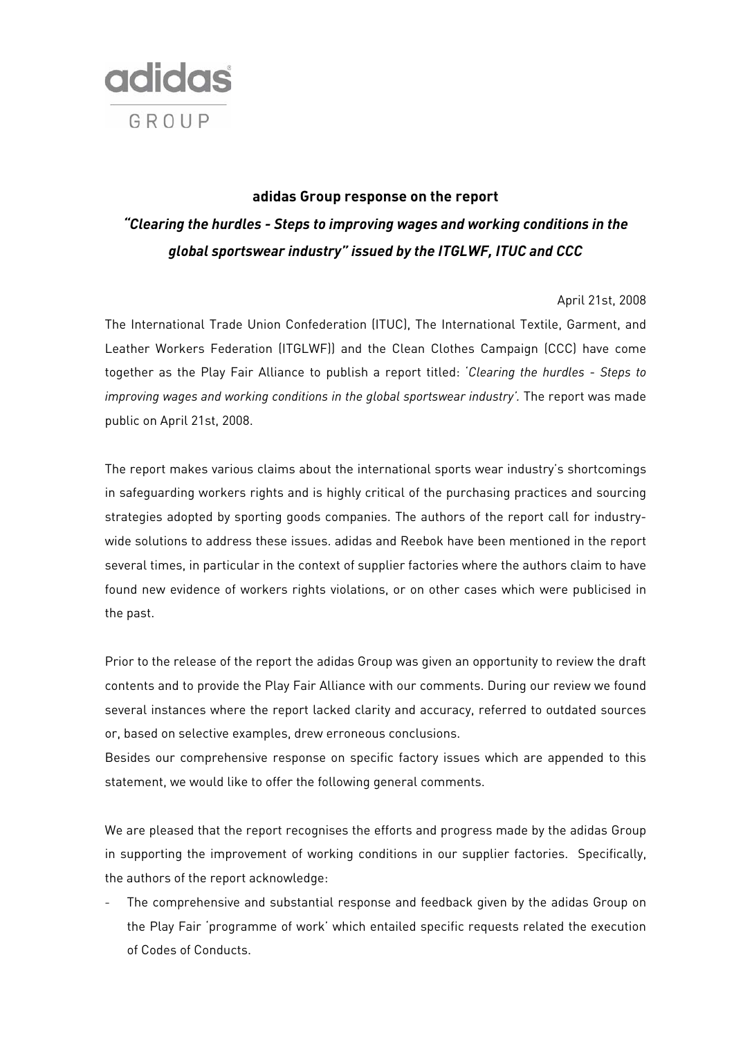adidas GROUP

**adidas Group response on the report**

***"Clearing the hurdles - Steps to improving wages and working conditions in the global sportswear industry" issued by the ITGLWF, ITUC and CCC***

April 21st, 2008

The International Trade Union Confederation (ITUC), The International Textile, Garment, and Leather Workers Federation (ITGLWF)) and the Clean Clothes Campaign (CCC) have come together as the Play Fair Alliance to publish a report titled: *'Clearing the hurdles - Steps to improving wages and working conditions in the global sportswear industry'.* The report was made public on April 21st, 2008.

The report makes various claims about the international sports wear industry's shortcomings in safeguarding workers rights and is highly critical of the purchasing practices and sourcing strategies adopted by sporting goods companies. The authors of the report call for industry-wide solutions to address these issues. adidas and Reebok have been mentioned in the report several times, in particular in the context of supplier factories where the authors claim to have found new evidence of workers rights violations, or on other cases which were publicised in the past.

Prior to the release of the report the adidas Group was given an opportunity to review the draft contents and to provide the Play Fair Alliance with our comments. During our review we found several instances where the report lacked clarity and accuracy, referred to outdated sources or, based on selective examples, drew erroneous conclusions.
Besides our comprehensive response on specific factory issues which are appended to this statement, we would like to offer the following general comments.

We are pleased that the report recognises the efforts and progress made by the adidas Group in supporting the improvement of working conditions in our supplier factories. Specifically, the authors of the report acknowledge:

- The comprehensive and substantial response and feedback given by the adidas Group on the Play Fair 'programme of work' which entailed specific requests related the execution of Codes of Conducts.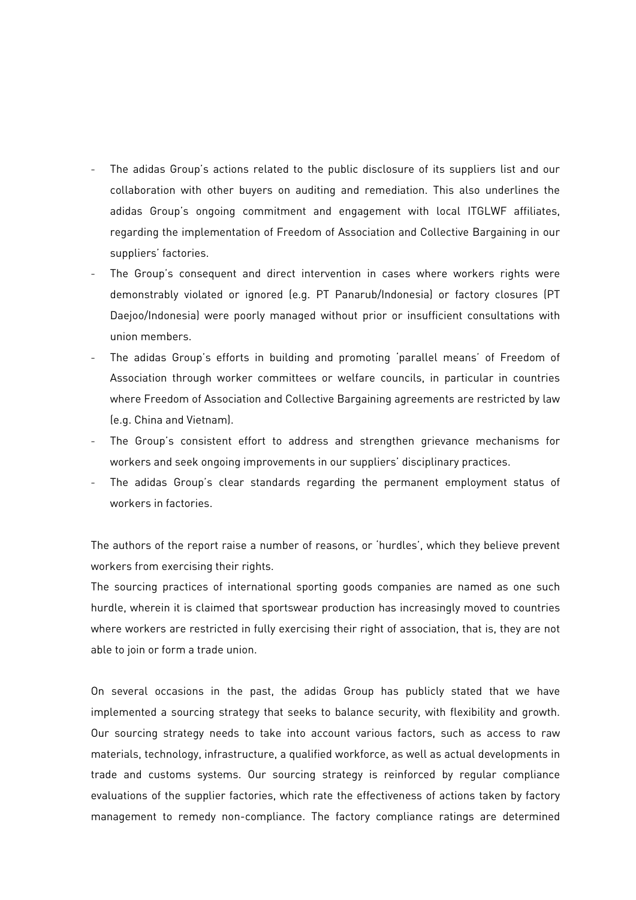- The adidas Group's actions related to the public disclosure of its suppliers list and our collaboration with other buyers on auditing and remediation. This also underlines the adidas Group's ongoing commitment and engagement with local ITGLWF affiliates, regarding the implementation of Freedom of Association and Collective Bargaining in our suppliers' factories.
- The Group's consequent and direct intervention in cases where workers rights were demonstrably violated or ignored (e.g. PT Panarub/Indonesia) or factory closures (PT Daejoo/Indonesia) were poorly managed without prior or insufficient consultations with union members.
- The adidas Group's efforts in building and promoting 'parallel means' of Freedom of Association through worker committees or welfare councils, in particular in countries where Freedom of Association and Collective Bargaining agreements are restricted by law (e.g. China and Vietnam).
- The Group's consistent effort to address and strengthen grievance mechanisms for workers and seek ongoing improvements in our suppliers' disciplinary practices.
- The adidas Group's clear standards regarding the permanent employment status of workers in factories.

The authors of the report raise a number of reasons, or 'hurdles', which they believe prevent workers from exercising their rights.

The sourcing practices of international sporting goods companies are named as one such hurdle, wherein it is claimed that sportswear production has increasingly moved to countries where workers are restricted in fully exercising their right of association, that is, they are not able to join or form a trade union.

On several occasions in the past, the adidas Group has publicly stated that we have implemented a sourcing strategy that seeks to balance security, with flexibility and growth. Our sourcing strategy needs to take into account various factors, such as access to raw materials, technology, infrastructure, a qualified workforce, as well as actual developments in trade and customs systems. Our sourcing strategy is reinforced by regular compliance evaluations of the supplier factories, which rate the effectiveness of actions taken by factory management to remedy non-compliance. The factory compliance ratings are determined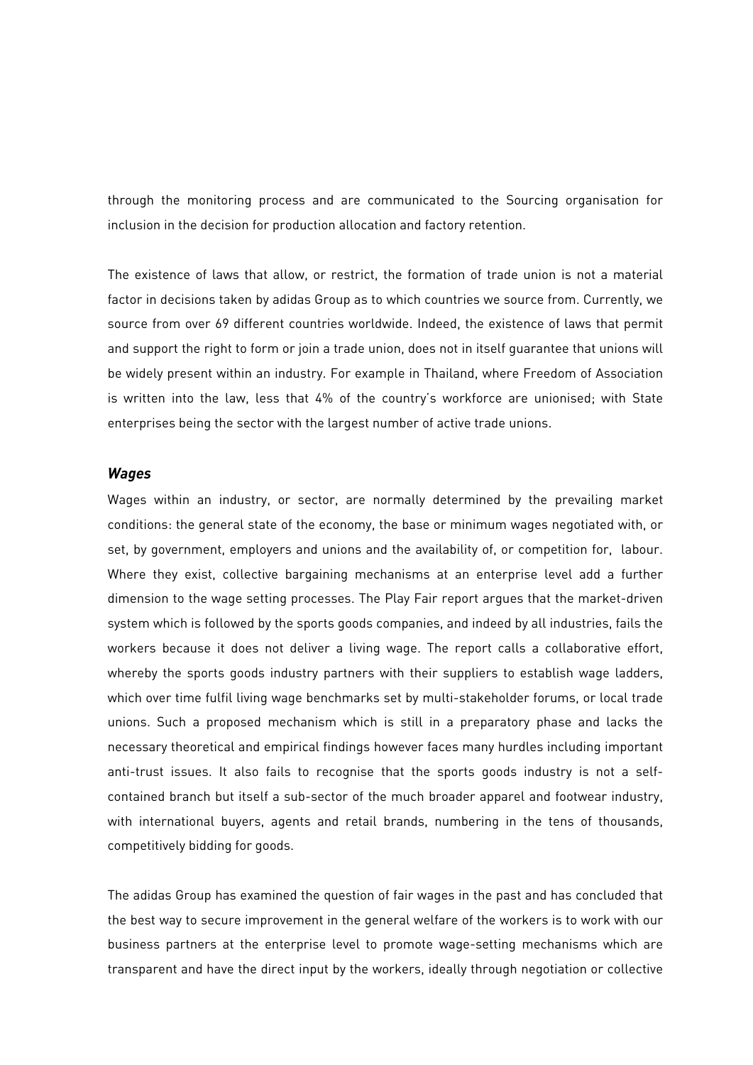through the monitoring process and are communicated to the Sourcing organisation for inclusion in the decision for production allocation and factory retention.

The existence of laws that allow, or restrict, the formation of trade union is not a material factor in decisions taken by adidas Group as to which countries we source from. Currently, we source from over 69 different countries worldwide. Indeed, the existence of laws that permit and support the right to form or join a trade union, does not in itself guarantee that unions will be widely present within an industry. For example in Thailand, where Freedom of Association is written into the law, less that 4% of the country's workforce are unionised; with State enterprises being the sector with the largest number of active trade unions.

### *Wages*

Wages within an industry, or sector, are normally determined by the prevailing market conditions: the general state of the economy, the base or minimum wages negotiated with, or set, by government, employers and unions and the availability of, or competition for, labour. Where they exist, collective bargaining mechanisms at an enterprise level add a further dimension to the wage setting processes. The Play Fair report argues that the market-driven system which is followed by the sports goods companies, and indeed by all industries, fails the workers because it does not deliver a living wage. The report calls a collaborative effort, whereby the sports goods industry partners with their suppliers to establish wage ladders, which over time fulfil living wage benchmarks set by multi-stakeholder forums, or local trade unions. Such a proposed mechanism which is still in a preparatory phase and lacks the necessary theoretical and empirical findings however faces many hurdles including important anti-trust issues. It also fails to recognise that the sports goods industry is not a self-contained branch but itself a sub-sector of the much broader apparel and footwear industry, with international buyers, agents and retail brands, numbering in the tens of thousands, competitively bidding for goods.

The adidas Group has examined the question of fair wages in the past and has concluded that the best way to secure improvement in the general welfare of the workers is to work with our business partners at the enterprise level to promote wage-setting mechanisms which are transparent and have the direct input by the workers, ideally through negotiation or collective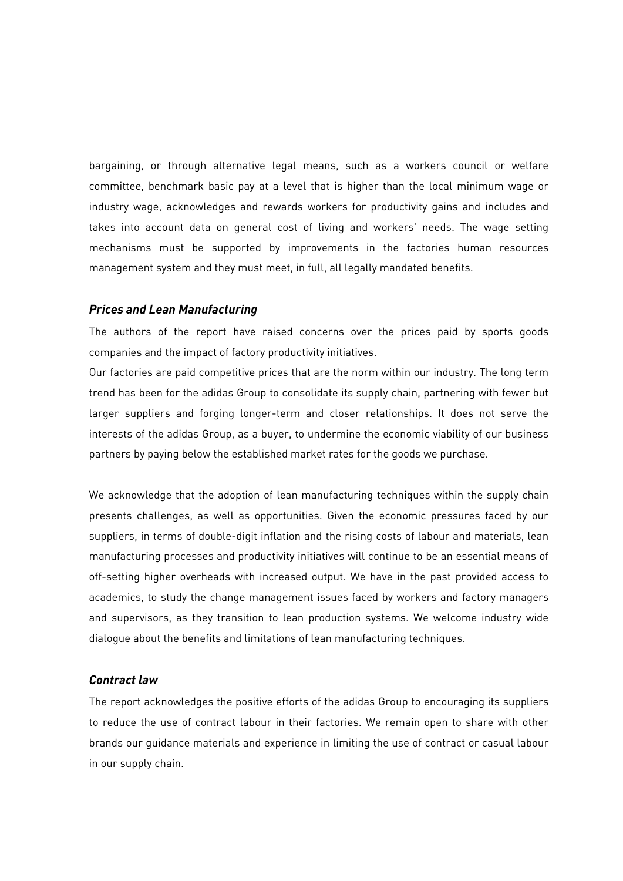bargaining, or through alternative legal means, such as a workers council or welfare committee, benchmark basic pay at a level that is higher than the local minimum wage or industry wage, acknowledges and rewards workers for productivity gains and includes and takes into account data on general cost of living and workers' needs. The wage setting mechanisms must be supported by improvements in the factories human resources management system and they must meet, in full, all legally mandated benefits.

### *Prices and Lean Manufacturing*

The authors of the report have raised concerns over the prices paid by sports goods companies and the impact of factory productivity initiatives.

Our factories are paid competitive prices that are the norm within our industry. The long term trend has been for the adidas Group to consolidate its supply chain, partnering with fewer but larger suppliers and forging longer-term and closer relationships. It does not serve the interests of the adidas Group, as a buyer, to undermine the economic viability of our business partners by paying below the established market rates for the goods we purchase.

We acknowledge that the adoption of lean manufacturing techniques within the supply chain presents challenges, as well as opportunities. Given the economic pressures faced by our suppliers, in terms of double-digit inflation and the rising costs of labour and materials, lean manufacturing processes and productivity initiatives will continue to be an essential means of off-setting higher overheads with increased output. We have in the past provided access to academics, to study the change management issues faced by workers and factory managers and supervisors, as they transition to lean production systems. We welcome industry wide dialogue about the benefits and limitations of lean manufacturing techniques.

### *Contract law*

The report acknowledges the positive efforts of the adidas Group to encouraging its suppliers to reduce the use of contract labour in their factories. We remain open to share with other brands our guidance materials and experience in limiting the use of contract or casual labour in our supply chain.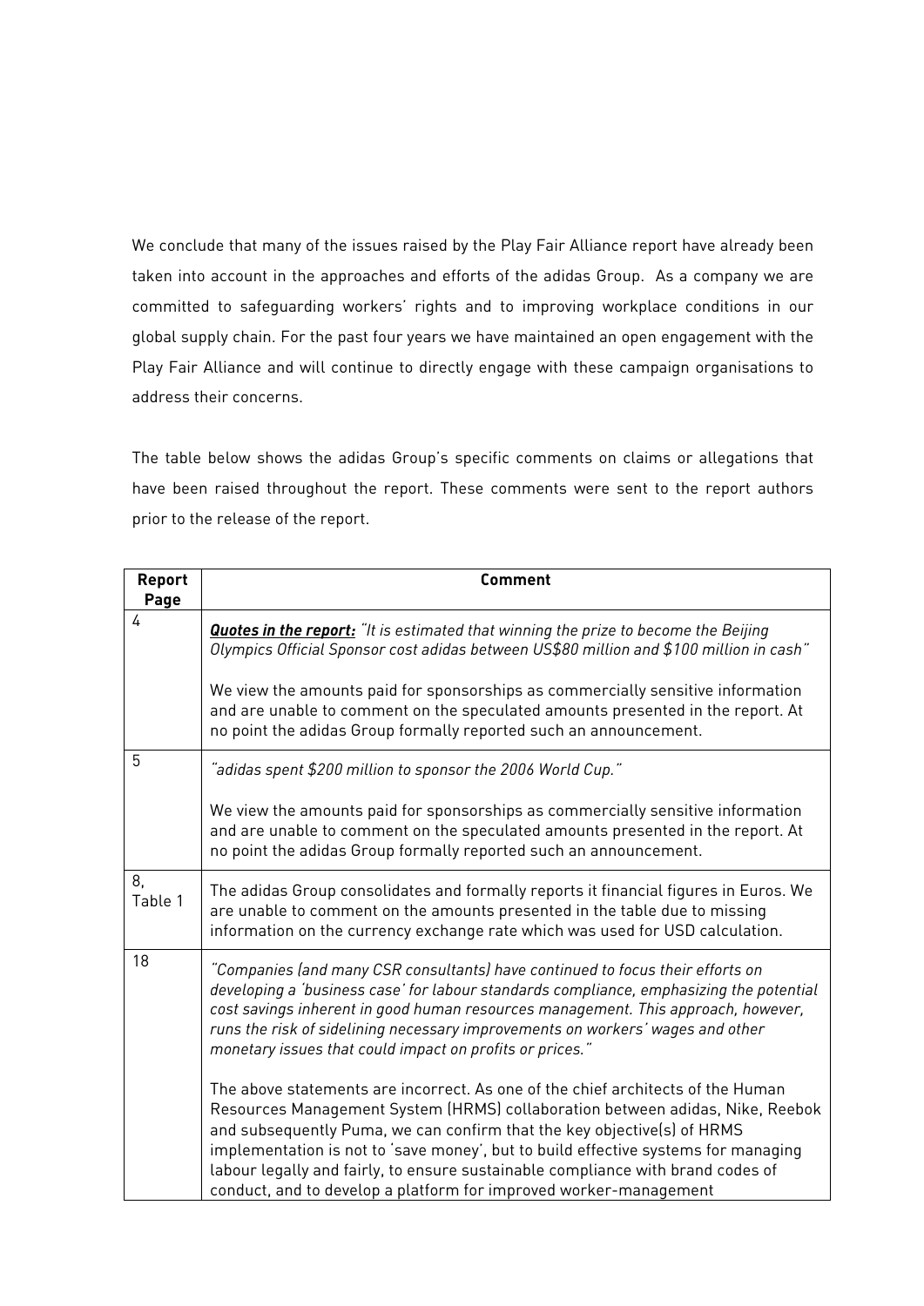We conclude that many of the issues raised by the Play Fair Alliance report have already been taken into account in the approaches and efforts of the adidas Group. As a company we are committed to safeguarding workers' rights and to improving workplace conditions in our global supply chain. For the past four years we have maintained an open engagement with the Play Fair Alliance and will continue to directly engage with these campaign organisations to address their concerns.

The table below shows the adidas Group's specific comments on claims or allegations that have been raised throughout the report. These comments were sent to the report authors prior to the release of the report.

| Report Page | Comment |
|---|---|
| 4 | ***Quotes in the report:*** *"It is estimated that winning the prize to become the Beijing Olympics Official Sponsor cost adidas between US$80 million and $100 million in cash"*<br><br>We view the amounts paid for sponsorships as commercially sensitive information and are unable to comment on the speculated amounts presented in the report. At no point the adidas Group formally reported such an announcement. |
| 5 | *"adidas spent $200 million to sponsor the 2006 World Cup."*<br><br>We view the amounts paid for sponsorships as commercially sensitive information and are unable to comment on the speculated amounts presented in the report. At no point the adidas Group formally reported such an announcement. |
| 8, Table 1 | The adidas Group consolidates and formally reports it financial figures in Euros. We are unable to comment on the amounts presented in the table due to missing information on the currency exchange rate which was used for USD calculation. |
| 18 | *"Companies (and many CSR consultants) have continued to focus their efforts on developing a 'business case' for labour standards compliance, emphasizing the potential cost savings inherent in good human resources management. This approach, however, runs the risk of sidelining necessary improvements on workers' wages and other monetary issues that could impact on profits or prices."*<br><br>The above statements are incorrect. As one of the chief architects of the Human Resources Management System (HRMS) collaboration between adidas, Nike, Reebok and subsequently Puma, we can confirm that the key objective(s) of HRMS implementation is not to 'save money', but to build effective systems for managing labour legally and fairly, to ensure sustainable compliance with brand codes of conduct, and to develop a platform for improved worker-management |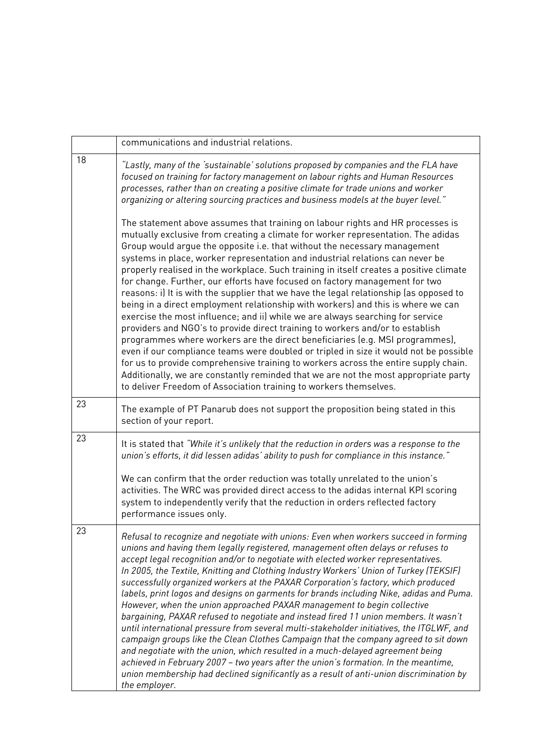| | |
|---|---|
| | communications and industrial relations. |
| 18 | *"Lastly, many of the 'sustainable' solutions proposed by companies and the FLA have focused on training for factory management on labour rights and Human Resources processes, rather than on creating a positive climate for trade unions and worker organizing or altering sourcing practices and business models at the buyer level."*<br><br>The statement above assumes that training on labour rights and HR processes is mutually exclusive from creating a climate for worker representation. The adidas Group would argue the opposite i.e. that without the necessary management systems in place, worker representation and industrial relations can never be properly realised in the workplace. Such training in itself creates a positive climate for change. Further, our efforts have focused on factory management for two reasons: i) It is with the supplier that we have the legal relationship (as opposed to being in a direct employment relationship with workers) and this is where we can exercise the most influence; and ii) while we are always searching for service providers and NGO's to provide direct training to workers and/or to establish programmes where workers are the direct beneficiaries (e.g. MSI programmes), even if our compliance teams were doubled or tripled in size it would not be possible for us to provide comprehensive training to workers across the entire supply chain. Additionally, we are constantly reminded that we are not the most appropriate party to deliver Freedom of Association training to workers themselves. |
| 23 | The example of PT Panarub does not support the proposition being stated in this section of your report. |
| 23 | It is stated that *"While it's unlikely that the reduction in orders was a response to the union's efforts, it did lessen adidas' ability to push for compliance in this instance."*<br><br>We can confirm that the order reduction was totally unrelated to the union's activities. The WRC was provided direct access to the adidas internal KPI scoring system to independently verify that the reduction in orders reflected factory performance issues only. |
| 23 | *Refusal to recognize and negotiate with unions: Even when workers succeed in forming unions and having them legally registered, management often delays or refuses to accept legal recognition and/or to negotiate with elected worker representatives. In 2005, the Textile, Knitting and Clothing Industry Workers' Union of Turkey (TEKSIF) successfully organized workers at the PAXAR Corporation's factory, which produced labels, print logos and designs on garments for brands including Nike, adidas and Puma. However, when the union approached PAXAR management to begin collective bargaining, PAXAR refused to negotiate and instead fired 11 union members. It wasn't until international pressure from several multi-stakeholder initiatives, the ITGLWF, and campaign groups like the Clean Clothes Campaign that the company agreed to sit down and negotiate with the union, which resulted in a much-delayed agreement being achieved in February 2007 – two years after the union's formation. In the meantime, union membership had declined significantly as a result of anti-union discrimination by the employer.* |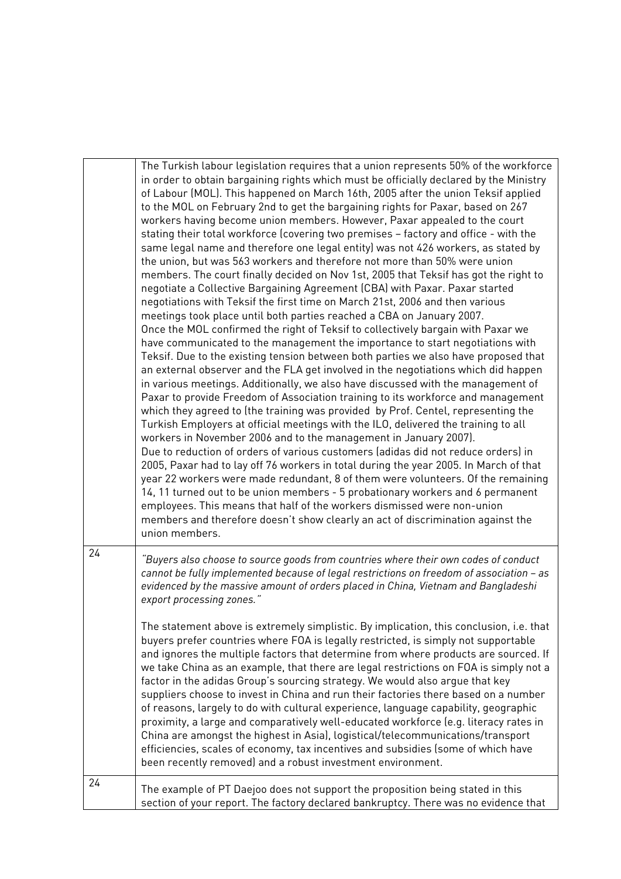| | |
|---|---|
| | The Turkish labour legislation requires that a union represents 50% of the workforce in order to obtain bargaining rights which must be officially declared by the Ministry of Labour (MOL). This happened on March 16th, 2005 after the union Teksif applied to the MOL on February 2nd to get the bargaining rights for Paxar, based on 267 workers having become union members. However, Paxar appealed to the court stating their total workforce (covering two premises – factory and office - with the same legal name and therefore one legal entity) was not 426 workers, as stated by the union, but was 563 workers and therefore not more than 50% were union members. The court finally decided on Nov 1st, 2005 that Teksif has got the right to negotiate a Collective Bargaining Agreement (CBA) with Paxar. Paxar started negotiations with Teksif the first time on March 21st, 2006 and then various meetings took place until both parties reached a CBA on January 2007.<br>Once the MOL confirmed the right of Teksif to collectively bargain with Paxar we have communicated to the management the importance to start negotiations with Teksif. Due to the existing tension between both parties we also have proposed that an external observer and the FLA get involved in the negotiations which did happen in various meetings. Additionally, we also have discussed with the management of Paxar to provide Freedom of Association training to its workforce and management which they agreed to (the training was provided by Prof. Centel, representing the Turkish Employers at official meetings with the ILO, delivered the training to all workers in November 2006 and to the management in January 2007).<br>Due to reduction of orders of various customers (adidas did not reduce orders) in 2005, Paxar had to lay off 76 workers in total during the year 2005. In March of that year 22 workers were made redundant, 8 of them were volunteers. Of the remaining 14, 11 turned out to be union members - 5 probationary workers and 6 permanent employees. This means that half of the workers dismissed were non-union members and therefore doesn't show clearly an act of discrimination against the union members. |
| 24 | *"Buyers also choose to source goods from countries where their own codes of conduct cannot be fully implemented because of legal restrictions on freedom of association – as evidenced by the massive amount of orders placed in China, Vietnam and Bangladeshi export processing zones."*<br><br>The statement above is extremely simplistic. By implication, this conclusion, i.e. that buyers prefer countries where FOA is legally restricted, is simply not supportable and ignores the multiple factors that determine from where products are sourced. If we take China as an example, that there are legal restrictions on FOA is simply not a factor in the adidas Group's sourcing strategy. We would also argue that key suppliers choose to invest in China and run their factories there based on a number of reasons, largely to do with cultural experience, language capability, geographic proximity, a large and comparatively well-educated workforce (e.g. literacy rates in China are amongst the highest in Asia), logistical/telecommunications/transport efficiencies, scales of economy, tax incentives and subsidies (some of which have been recently removed) and a robust investment environment. |
| 24 | The example of PT Daejoo does not support the proposition being stated in this section of your report. The factory declared bankruptcy. There was no evidence that |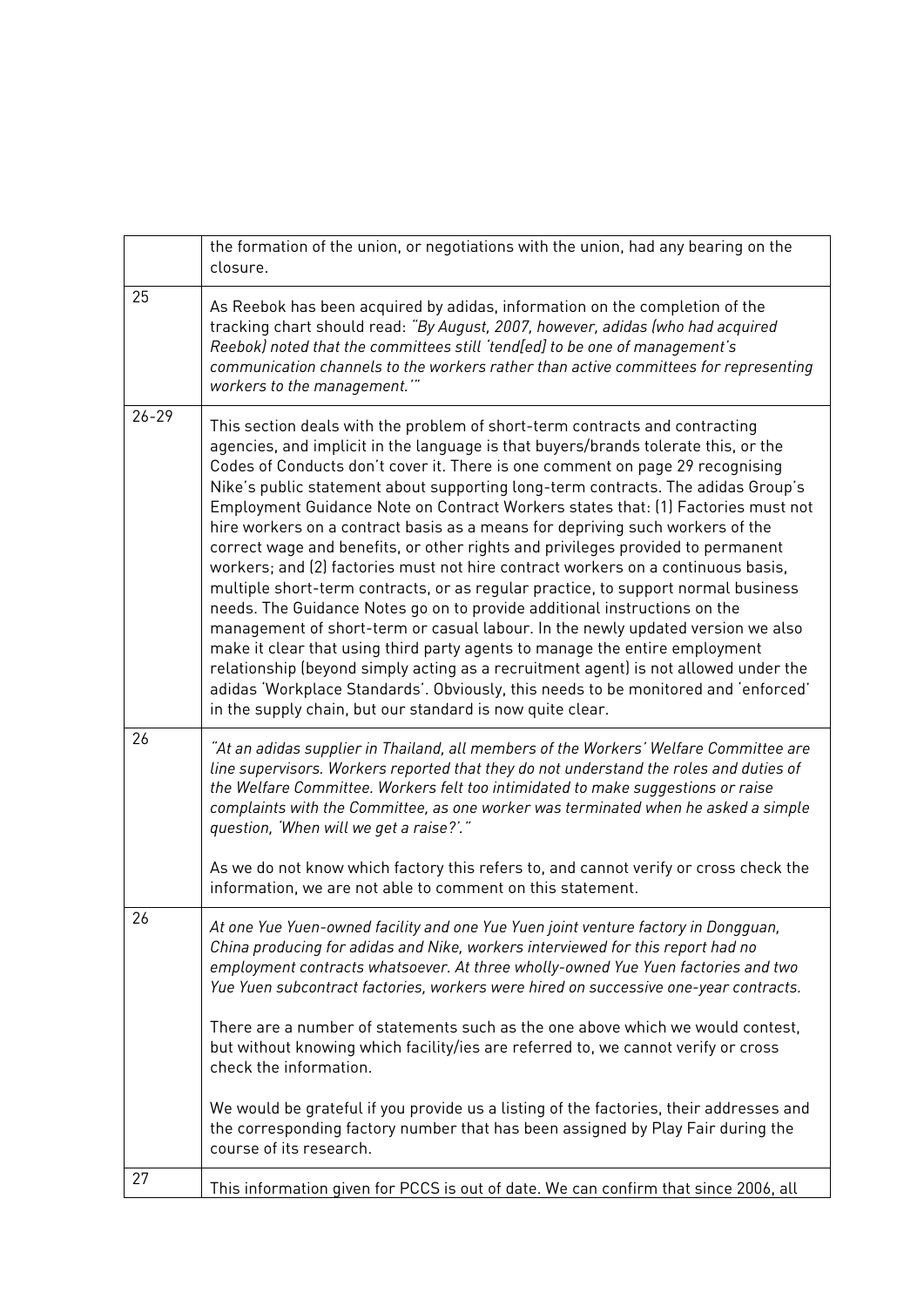| | |
|---|---|
| | the formation of the union, or negotiations with the union, had any bearing on the closure. |
| 25 | As Reebok has been acquired by adidas, information on the completion of the tracking chart should read: *"By August, 2007, however, adidas (who had acquired Reebok) noted that the committees still 'tend[ed] to be one of management's communication channels to the workers rather than active committees for representing workers to the management.'"* |
| 26-29 | This section deals with the problem of short-term contracts and contracting agencies, and implicit in the language is that buyers/brands tolerate this, or the Codes of Conducts don't cover it. There is one comment on page 29 recognising Nike's public statement about supporting long-term contracts. The adidas Group's Employment Guidance Note on Contract Workers states that: (1) Factories must not hire workers on a contract basis as a means for depriving such workers of the correct wage and benefits, or other rights and privileges provided to permanent workers; and (2) factories must not hire contract workers on a continuous basis, multiple short-term contracts, or as regular practice, to support normal business needs. The Guidance Notes go on to provide additional instructions on the management of short-term or casual labour. In the newly updated version we also make it clear that using third party agents to manage the entire employment relationship (beyond simply acting as a recruitment agent) is not allowed under the adidas 'Workplace Standards'. Obviously, this needs to be monitored and 'enforced' in the supply chain, but our standard is now quite clear. |
| 26 | *"At an adidas supplier in Thailand, all members of the Workers' Welfare Committee are line supervisors. Workers reported that they do not understand the roles and duties of the Welfare Committee. Workers felt too intimidated to make suggestions or raise complaints with the Committee, as one worker was terminated when he asked a simple question, 'When will we get a raise?'."*<br><br>As we do not know which factory this refers to, and cannot verify or cross check the information, we are not able to comment on this statement. |
| 26 | *At one Yue Yuen-owned facility and one Yue Yuen joint venture factory in Dongguan, China producing for adidas and Nike, workers interviewed for this report had no employment contracts whatsoever. At three wholly-owned Yue Yuen factories and two Yue Yuen subcontract factories, workers were hired on successive one-year contracts.*<br><br>There are a number of statements such as the one above which we would contest, but without knowing which facility/ies are referred to, we cannot verify or cross check the information.<br><br>We would be grateful if you provide us a listing of the factories, their addresses and the corresponding factory number that has been assigned by Play Fair during the course of its research. |
| 27 | This information given for PCCS is out of date. We can confirm that since 2006, all |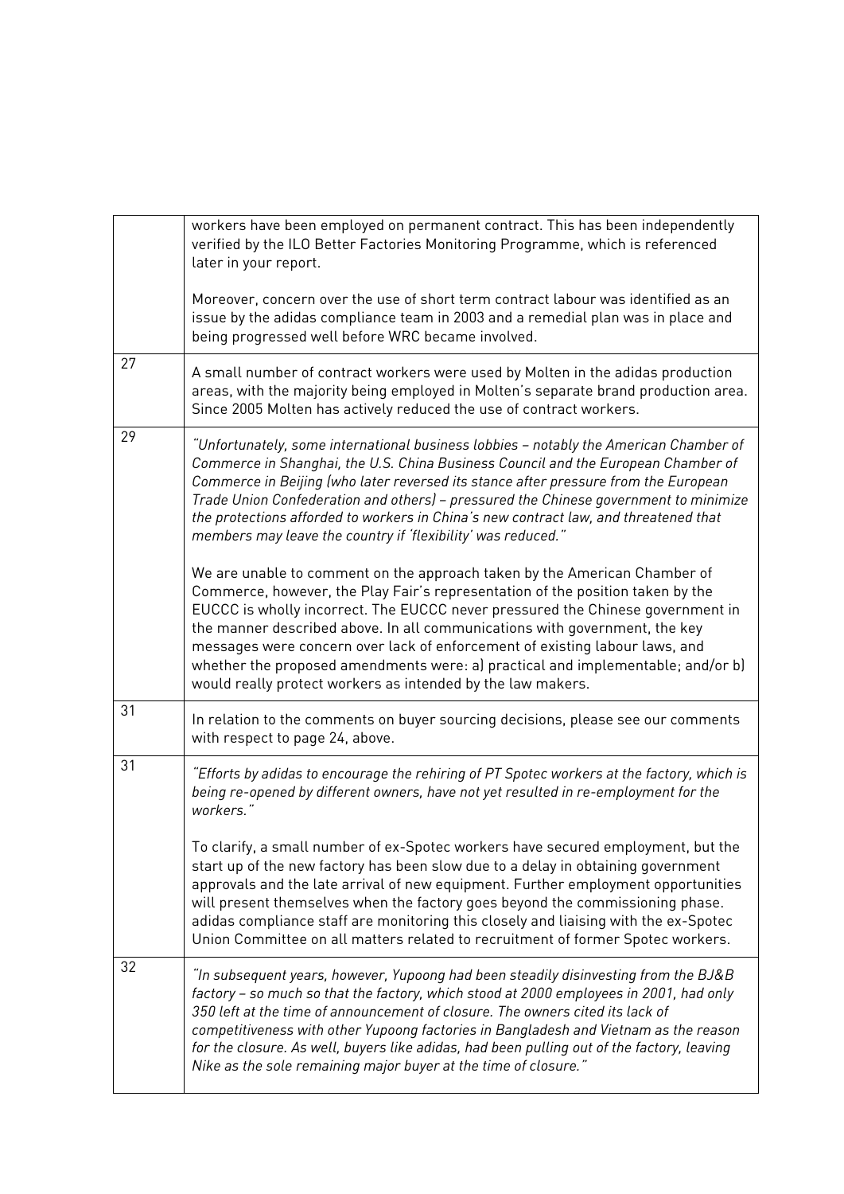| | |
|---|---|
| | workers have been employed on permanent contract. This has been independently verified by the ILO Better Factories Monitoring Programme, which is referenced later in your report.<br><br>Moreover, concern over the use of short term contract labour was identified as an issue by the adidas compliance team in 2003 and a remedial plan was in place and being progressed well before WRC became involved. |
| 27 | A small number of contract workers were used by Molten in the adidas production areas, with the majority being employed in Molten's separate brand production area. Since 2005 Molten has actively reduced the use of contract workers. |
| 29 | *"Unfortunately, some international business lobbies – notably the American Chamber of Commerce in Shanghai, the U.S. China Business Council and the European Chamber of Commerce in Beijing (who later reversed its stance after pressure from the European Trade Union Confederation and others) – pressured the Chinese government to minimize the protections afforded to workers in China's new contract law, and threatened that members may leave the country if 'flexibility' was reduced."*<br><br>We are unable to comment on the approach taken by the American Chamber of Commerce, however, the Play Fair's representation of the position taken by the EUCCC is wholly incorrect. The EUCCC never pressured the Chinese government in the manner described above. In all communications with government, the key messages were concern over lack of enforcement of existing labour laws, and whether the proposed amendments were: a) practical and implementable; and/or b) would really protect workers as intended by the law makers. |
| 31 | In relation to the comments on buyer sourcing decisions, please see our comments with respect to page 24, above. |
| 31 | *"Efforts by adidas to encourage the rehiring of PT Spotec workers at the factory, which is being re-opened by different owners, have not yet resulted in re-employment for the workers."*<br><br>To clarify, a small number of ex-Spotec workers have secured employment, but the start up of the new factory has been slow due to a delay in obtaining government approvals and the late arrival of new equipment. Further employment opportunities will present themselves when the factory goes beyond the commissioning phase. adidas compliance staff are monitoring this closely and liaising with the ex-Spotec Union Committee on all matters related to recruitment of former Spotec workers. |
| 32 | *"In subsequent years, however, Yupoong had been steadily disinvesting from the BJ&B factory – so much so that the factory, which stood at 2000 employees in 2001, had only 350 left at the time of announcement of closure. The owners cited its lack of competitiveness with other Yupoong factories in Bangladesh and Vietnam as the reason for the closure. As well, buyers like adidas, had been pulling out of the factory, leaving Nike as the sole remaining major buyer at the time of closure."* |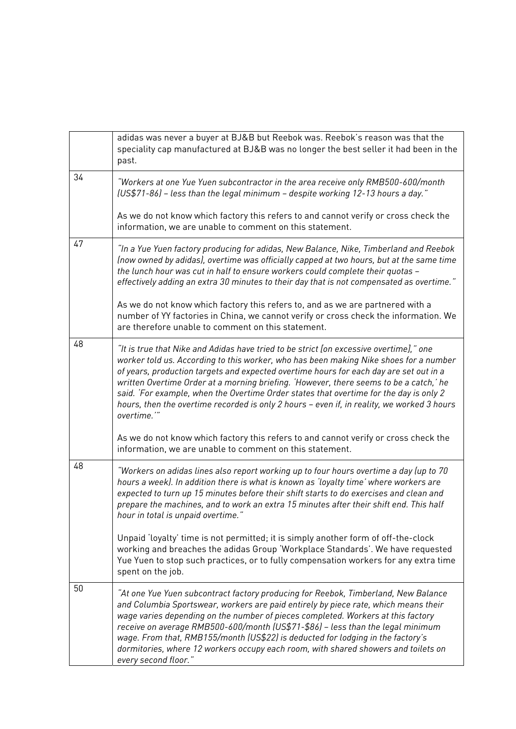| | |
|---|---|
| | adidas was never a buyer at BJ&B but Reebok was. Reebok's reason was that the speciality cap manufactured at BJ&B was no longer the best seller it had been in the past. |
| 34 | *"Workers at one Yue Yuen subcontractor in the area receive only RMB500-600/month (US$71-86) – less than the legal minimum – despite working 12-13 hours a day."*<br><br>As we do not know which factory this refers to and cannot verify or cross check the information, we are unable to comment on this statement. |
| 47 | *"In a Yue Yuen factory producing for adidas, New Balance, Nike, Timberland and Reebok (now owned by adidas), overtime was officially capped at two hours, but at the same time the lunch hour was cut in half to ensure workers could complete their quotas – effectively adding an extra 30 minutes to their day that is not compensated as overtime."*<br><br>As we do not know which factory this refers to, and as we are partnered with a number of YY factories in China, we cannot verify or cross check the information. We are therefore unable to comment on this statement. |
| 48 | *"It is true that Nike and Adidas have tried to be strict [on excessive overtime]," one worker told us. According to this worker, who has been making Nike shoes for a number of years, production targets and expected overtime hours for each day are set out in a written Overtime Order at a morning briefing. 'However, there seems to be a catch,' he said. 'For example, when the Overtime Order states that overtime for the day is only 2 hours, then the overtime recorded is only 2 hours – even if, in reality, we worked 3 hours overtime.'"*<br><br>As we do not know which factory this refers to and cannot verify or cross check the information, we are unable to comment on this statement. |
| 48 | *"Workers on adidas lines also report working up to four hours overtime a day (up to 70 hours a week). In addition there is what is known as 'loyalty time' where workers are expected to turn up 15 minutes before their shift starts to do exercises and clean and prepare the machines, and to work an extra 15 minutes after their shift end. This half hour in total is unpaid overtime."*<br><br>Unpaid 'loyalty' time is not permitted; it is simply another form of off-the-clock working and breaches the adidas Group 'Workplace Standards'. We have requested Yue Yuen to stop such practices, or to fully compensation workers for any extra time spent on the job. |
| 50 | *"At one Yue Yuen subcontract factory producing for Reebok, Timberland, New Balance and Columbia Sportswear, workers are paid entirely by piece rate, which means their wage varies depending on the number of pieces completed. Workers at this factory receive on average RMB500-600/month (US$71-$86) – less than the legal minimum wage. From that, RMB155/month (US$22) is deducted for lodging in the factory's dormitories, where 12 workers occupy each room, with shared showers and toilets on every second floor."* |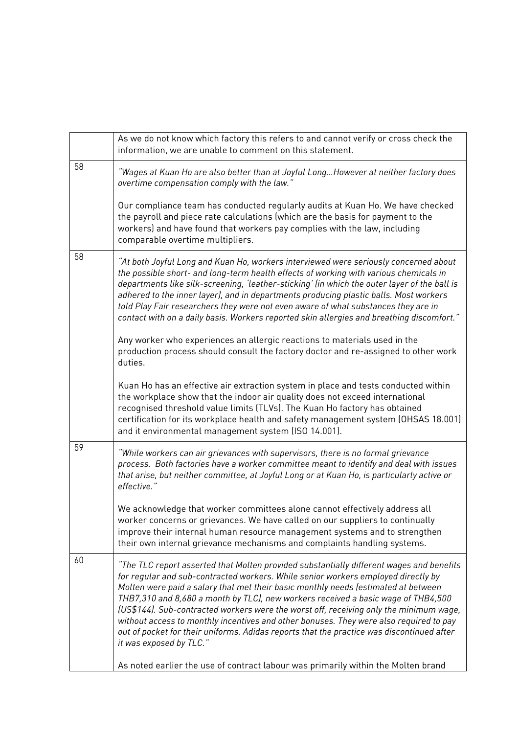| | |
|---|---|
| | As we do not know which factory this refers to and cannot verify or cross check the information, we are unable to comment on this statement. |
| 58 | *"Wages at Kuan Ho are also better than at Joyful Long…However at neither factory does overtime compensation comply with the law."*<br><br>Our compliance team has conducted regularly audits at Kuan Ho. We have checked the payroll and piece rate calculations (which are the basis for payment to the workers) and have found that workers pay complies with the law, including comparable overtime multipliers. |
| 58 | *"At both Joyful Long and Kuan Ho, workers interviewed were seriously concerned about the possible short- and long-term health effects of working with various chemicals in departments like silk-screening, 'leather-sticking' (in which the outer layer of the ball is adhered to the inner layer), and in departments producing plastic balls. Most workers told Play Fair researchers they were not even aware of what substances they are in contact with on a daily basis. Workers reported skin allergies and breathing discomfort."*<br><br>Any worker who experiences an allergic reactions to materials used in the production process should consult the factory doctor and re-assigned to other work duties.<br><br>Kuan Ho has an effective air extraction system in place and tests conducted within the workplace show that the indoor air quality does not exceed international recognised threshold value limits (TLVs). The Kuan Ho factory has obtained certification for its workplace health and safety management system (OHSAS 18.001) and it environmental management system (ISO 14.001). |
| 59 | *"While workers can air grievances with supervisors, there is no formal grievance process. Both factories have a worker committee meant to identify and deal with issues that arise, but neither committee, at Joyful Long or at Kuan Ho, is particularly active or effective."*<br><br>We acknowledge that worker committees alone cannot effectively address all worker concerns or grievances. We have called on our suppliers to continually improve their internal human resource management systems and to strengthen their own internal grievance mechanisms and complaints handling systems. |
| 60 | *"The TLC report asserted that Molten provided substantially different wages and benefits for regular and sub-contracted workers. While senior workers employed directly by Molten were paid a salary that met their basic monthly needs (estimated at between THB7,310 and 8,680 a month by TLC), new workers received a basic wage of THB4,500 (US$144). Sub-contracted workers were the worst off, receiving only the minimum wage, without access to monthly incentives and other bonuses. They were also required to pay out of pocket for their uniforms. Adidas reports that the practice was discontinued after it was exposed by TLC."*<br><br>As noted earlier the use of contract labour was primarily within the Molten brand |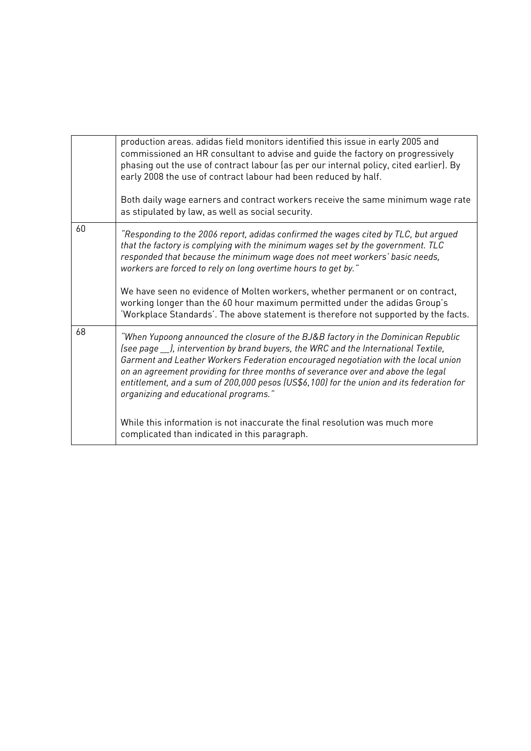| | |
|---|---|
| | production areas. adidas field monitors identified this issue in early 2005 and commissioned an HR consultant to advise and guide the factory on progressively phasing out the use of contract labour (as per our internal policy, cited earlier). By early 2008 the use of contract labour had been reduced by half.<br><br>Both daily wage earners and contract workers receive the same minimum wage rate as stipulated by law, as well as social security. |
| 60 | *"Responding to the 2006 report, adidas confirmed the wages cited by TLC, but argued that the factory is complying with the minimum wages set by the government. TLC responded that because the minimum wage does not meet workers' basic needs, workers are forced to rely on long overtime hours to get by."*<br><br>We have seen no evidence of Molten workers, whether permanent or on contract, working longer than the 60 hour maximum permitted under the adidas Group's 'Workplace Standards'. The above statement is therefore not supported by the facts. |
| 68 | *"When Yupoong announced the closure of the BJ&B factory in the Dominican Republic (see page __), intervention by brand buyers, the WRC and the International Textile, Garment and Leather Workers Federation encouraged negotiation with the local union on an agreement providing for three months of severance over and above the legal entitlement, and a sum of 200,000 pesos (US$6,100) for the union and its federation for organizing and educational programs."*<br><br>While this information is not inaccurate the final resolution was much more complicated than indicated in this paragraph. |